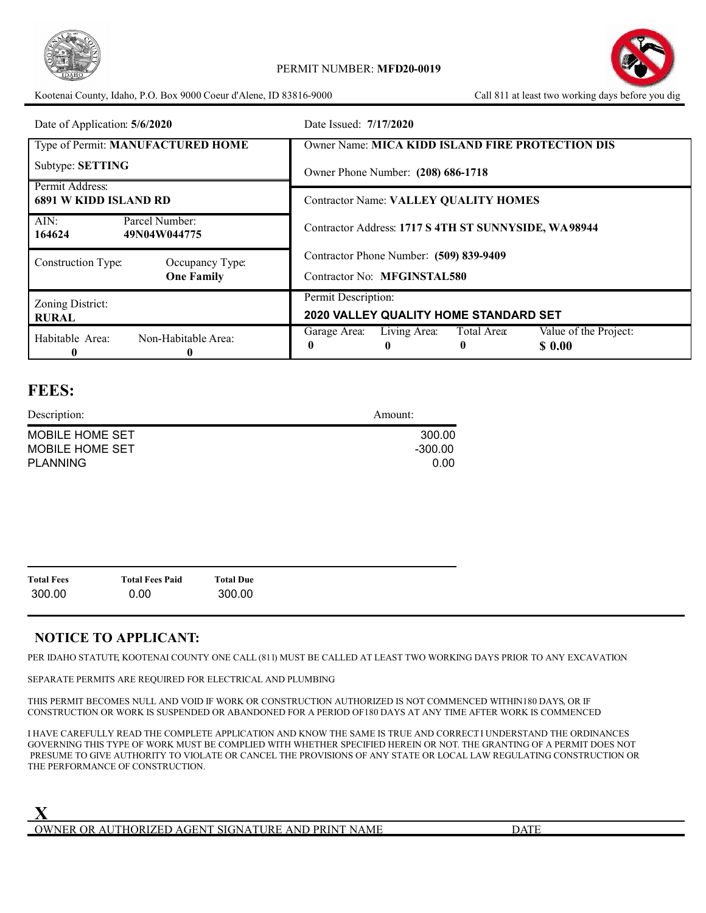PERMIT NUMBER: **MFD20-0019**

Kootenai County, Idaho, P.O. Box 9000 Coeur d'Alene, ID 83816-9000

Call 811 at least two working days before you dig

| | |
|---|---|
| Date of Application: **5/6/2020** | Date Issued: **7/17/2020** |
| Type of Permit: **MANUFACTURED HOME**<br>Subtype: **SETTING** | Owner Name: **MICA KIDD ISLAND FIRE PROTECTION DIS**<br>Owner Phone Number: **(208) 686-1718** |
| Permit Address:<br>**6891 W KIDD ISLAND RD** | Contractor Name: **VALLEY QUALITY HOMES** |
| AIN: **164624** Parcel Number: **49N04W044775** | Contractor Address: **1717 S 4TH ST SUNNYSIDE, WA 98944** |
| Construction Type: Occupancy Type: **One Family** | Contractor Phone Number: **(509) 839-9409**<br>Contractor No: **MFGINSTAL580** |
| Zoning District:<br>**RURAL** | Permit Description:<br>**2020 VALLEY QUALITY HOME STANDARD SET** |
| Habitable Area: **0** Non-Habitable Area: **0** | Garage Area: **0** Living Area: **0** Total Area: **0** Value of the Project: **$ 0.00** |

## FEES:

| Description: | Amount: |
|---|---|
| MOBILE HOME SET | 300.00 |
| MOBILE HOME SET | -300.00 |
| PLANNING | 0.00 |

| Total Fees | Total Fees Paid | Total Due |
|---|---|---|
| 300.00 | 0.00 | 300.00 |

## NOTICE TO APPLICANT:

PER IDAHO STATUTE, KOOTENAI COUNTY ONE CALL (811) MUST BE CALLED AT LEAST TWO WORKING DAYS PRIOR TO ANY EXCAVATION

SEPARATE PERMITS ARE REQUIRED FOR ELECTRICAL AND PLUMBING

THIS PERMIT BECOMES NULL AND VOID IF WORK OR CONSTRUCTION AUTHORIZED IS NOT COMMENCED WITHIN 180 DAYS, OR IF CONSTRUCTION OR WORK IS SUSPENDED OR ABANDONED FOR A PERIOD OF 180 DAYS AT ANY TIME AFTER WORK IS COMMENCED

I HAVE CAREFULLY READ THE COMPLETE APPLICATION AND KNOW THE SAME IS TRUE AND CORRECT. I UNDERSTAND THE ORDINANCES GOVERNING THIS TYPE OF WORK MUST BE COMPLIED WITH WHETHER SPECIFIED HEREIN OR NOT. THE GRANTING OF A PERMIT DOES NOT PRESUME TO GIVE AUTHORITY TO VIOLATE OR CANCEL THE PROVISIONS OF ANY STATE OR LOCAL LAW REGULATING CONSTRUCTION OR THE PERFORMANCE OF CONSTRUCTION.

**X**

OWNER OR AUTHORIZED AGENT SIGNATURE AND PRINT NAME DATE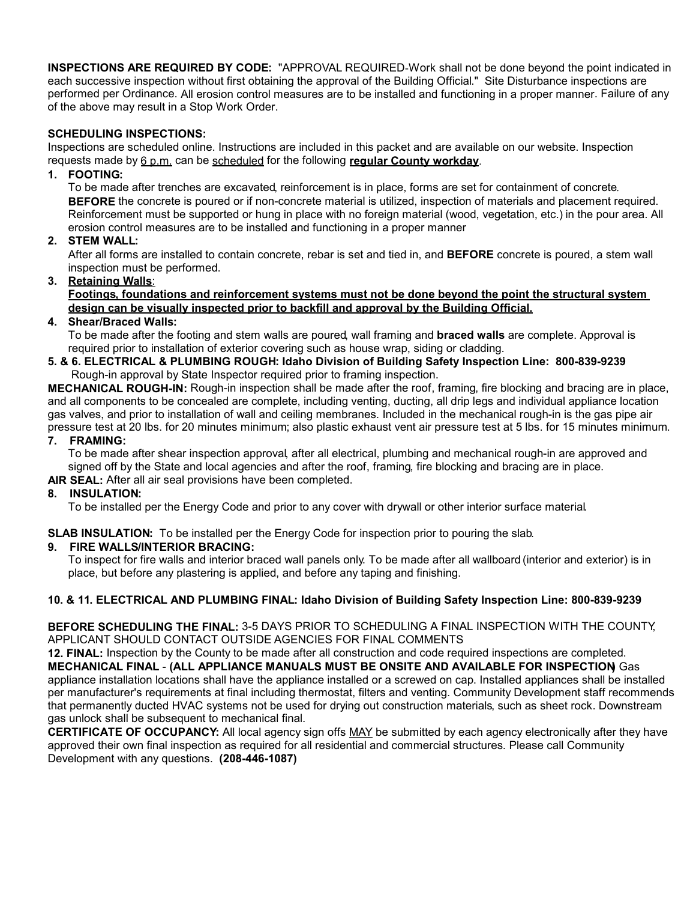**INSPECTIONS ARE REQUIRED BY CODE:** "APPROVAL REQUIRED-Work shall not be done beyond the point indicated in each successive inspection without first obtaining the approval of the Building Official." Site Disturbance inspections are performed per Ordinance. All erosion control measures are to be installed and functioning in a proper manner. Failure of any of the above may result in a Stop Work Order.

**SCHEDULING INSPECTIONS:**
Inspections are scheduled online. Instructions are included in this packet and are available on our website. Inspection requests made by <u>6 p.m.</u> can be <u>scheduled</u> for the following **<u>regular County workday</u>**.

1. **FOOTING:**
   To be made after trenches are excavated, reinforcement is in place, forms are set for containment of concrete. **BEFORE** the concrete is poured or if non-concrete material is utilized, inspection of materials and placement required. Reinforcement must be supported or hung in place with no foreign material (wood, vegetation, etc.) in the pour area. All erosion control measures are to be installed and functioning in a proper manner
2. **STEM WALL:**
   After all forms are installed to contain concrete, rebar is set and tied in, and **BEFORE** concrete is poured, a stem wall inspection must be performed.
3. **<u>Retaining Walls</u>**:
   **<u>Footings, foundations and reinforcement systems must not be done beyond the point the structural system design can be visually inspected prior to backfill and approval by the Building Official.</u>**
4. **Shear/Braced Walls:**
   To be made after the footing and stem walls are poured, wall framing and **braced walls** are complete. Approval is required prior to installation of exterior covering such as house wrap, siding or cladding.

**5. & 6. ELECTRICAL & PLUMBING ROUGH: Idaho Division of Building Safety Inspection Line: 800-839-9239**
Rough-in approval by State Inspector required prior to framing inspection.

**MECHANICAL ROUGH-IN:** Rough-in inspection shall be made after the roof, framing, fire blocking and bracing are in place, and all components to be concealed are complete, including venting, ducting, all drip legs and individual appliance location gas valves, and prior to installation of wall and ceiling membranes. Included in the mechanical rough-in is the gas pipe air pressure test at 20 lbs. for 20 minutes minimum; also plastic exhaust vent air pressure test at 5 lbs. for 15 minutes minimum.

7. **FRAMING:**
   To be made after shear inspection approval, after all electrical, plumbing and mechanical rough-in are approved and signed off by the State and local agencies and after the roof, framing, fire blocking and bracing are in place.

**AIR SEAL:** After all air seal provisions have been completed.

8. **INSULATION:**
   To be installed per the Energy Code and prior to any cover with drywall or other interior surface material.

**SLAB INSULATION:** To be installed per the Energy Code for inspection prior to pouring the slab.

9. **FIRE WALLS/INTERIOR BRACING:**
   To inspect for fire walls and interior braced wall panels only. To be made after all wallboard (interior and exterior) is in place, but before any plastering is applied, and before any taping and finishing.

**10. & 11. ELECTRICAL AND PLUMBING FINAL: Idaho Division of Building Safety Inspection Line: 800-839-9239**

**BEFORE SCHEDULING THE FINAL:** 3-5 DAYS PRIOR TO SCHEDULING A FINAL INSPECTION WITH THE COUNTY, APPLICANT SHOULD CONTACT OUTSIDE AGENCIES FOR FINAL COMMENTS

**12. FINAL:** Inspection by the County to be made after all construction and code required inspections are completed.

**MECHANICAL FINAL** - **(ALL APPLIANCE MANUALS MUST BE ONSITE AND AVAILABLE FOR INSPECTION)** Gas appliance installation locations shall have the appliance installed or a screwed on cap. Installed appliances shall be installed per manufacturer's requirements at final including thermostat, filters and venting. Community Development staff recommends that permanently ducted HVAC systems not be used for drying out construction materials, such as sheet rock. Downstream gas unlock shall be subsequent to mechanical final.

**CERTIFICATE OF OCCUPANCY:** All local agency sign offs <u>MAY</u> be submitted by each agency electronically after they have approved their own final inspection as required for all residential and commercial structures. Please call Community Development with any questions. **(208-446-1087)**